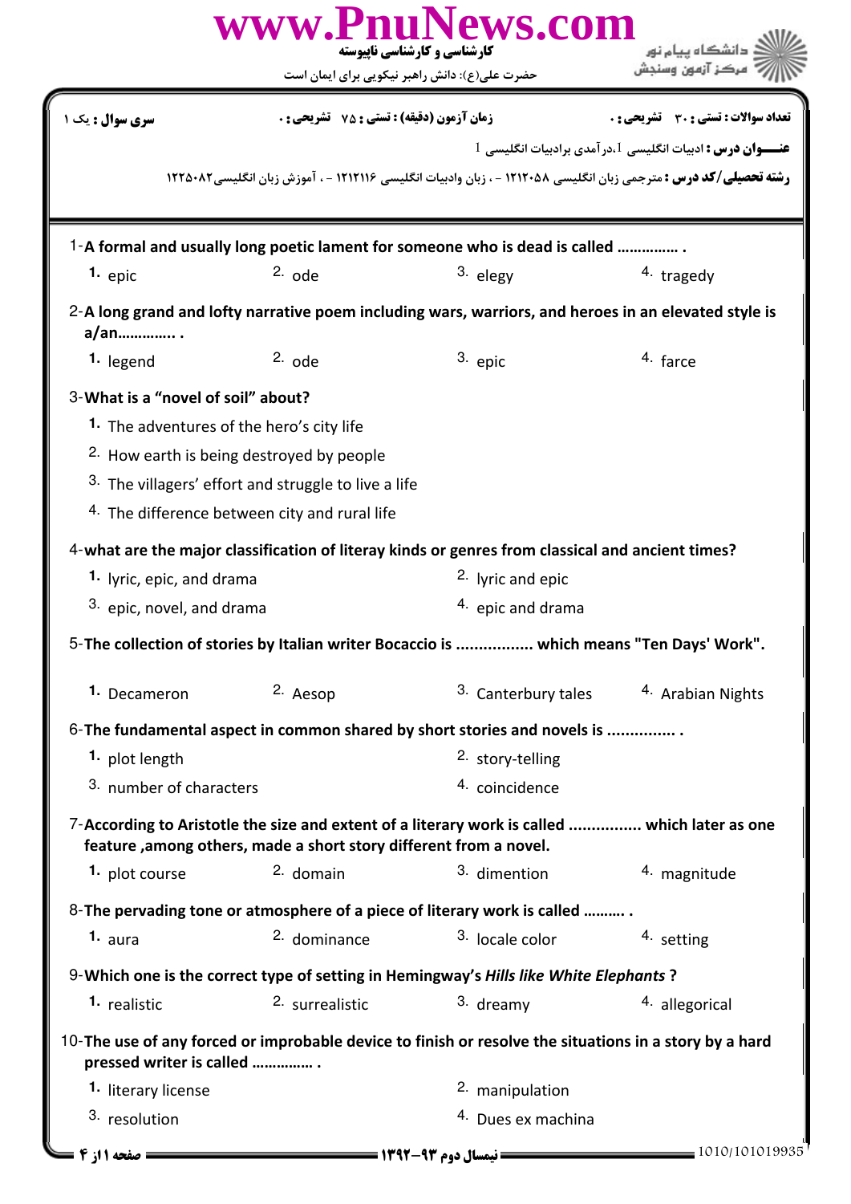**کارشناسی و کارشناسی ناپیوسته**

حضرت علی(ع): دانش راهبر نیکویی برای ایمان است

دانشگاه پیام نور
مرکز آزمون وسنجش

**سری سوال :** یک ۱ | **زمان آزمون (دقیقه) : تستی :** ۷۵ **تشریحی :** ۰ | **تعداد سوالات : تستی :** ۳۰ **تشریحی :** ۰

**عنـــوان درس :** ادبیات انگلیسی 1،درآمدی برادبیات انگلیسی 1

**رشته تحصیلی/کد درس :** مترجمی زبان انگلیسی ۱۲۱۲۰۵۸ - ، زبان وادبیات انگلیسی ۱۲۱۲۱۱۶ - ، آموزش زبان انگلیسی۱۲۲۵۰۸۲

1-**A formal and usually long poetic lament for someone who is dead is called .............. .**

1. epic
2. ode
3. elegy
4. tragedy

2-**A long grand and lofty narrative poem including wars, warriors, and heroes in an elevated style is a/an.............. .**

1. legend
2. ode
3. epic
4. farce

3-**What is a “novel of soil” about?**

1. The adventures of the hero’s city life
2. How earth is being destroyed by people
3. The villagers’ effort and struggle to live a life
4. The difference between city and rural life

4-**what are the major classification of literay kinds or genres from classical and ancient times?**

1. lyric, epic, and drama
2. lyric and epic
3. epic, novel, and drama
4. epic and drama

5-**The collection of stories by Italian writer Bocaccio is ................ which means "Ten Days' Work".**

1. Decameron
2. Aesop
3. Canterbury tales
4. Arabian Nights

6-**The fundamental aspect in common shared by short stories and novels is ............... .**

1. plot length
2. story-telling
3. number of characters
4. coincidence

7-**According to Aristotle the size and extent of a literary work is called ................ which later as one feature ,among others, made a short story different from a novel.**

1. plot course
2. domain
3. dimention
4. magnitude

8-**The pervading tone or atmosphere of a piece of literary work is called .......... .**

1. aura
2. dominance
3. locale color
4. setting

9-**Which one is the correct type of setting in Hemingway's *Hills like White Elephants* ?**

1. realistic
2. surrealistic
3. dreamy
4. allegorical

10-**The use of any forced or improbable device to finish or resolve the situations in a story by a hard pressed writer is called ............... .**

1. literary license
2. manipulation
3. resolution
4. Dues ex machina

نیمسال دوم ۹۳-۱۳۹۲

1010/101019935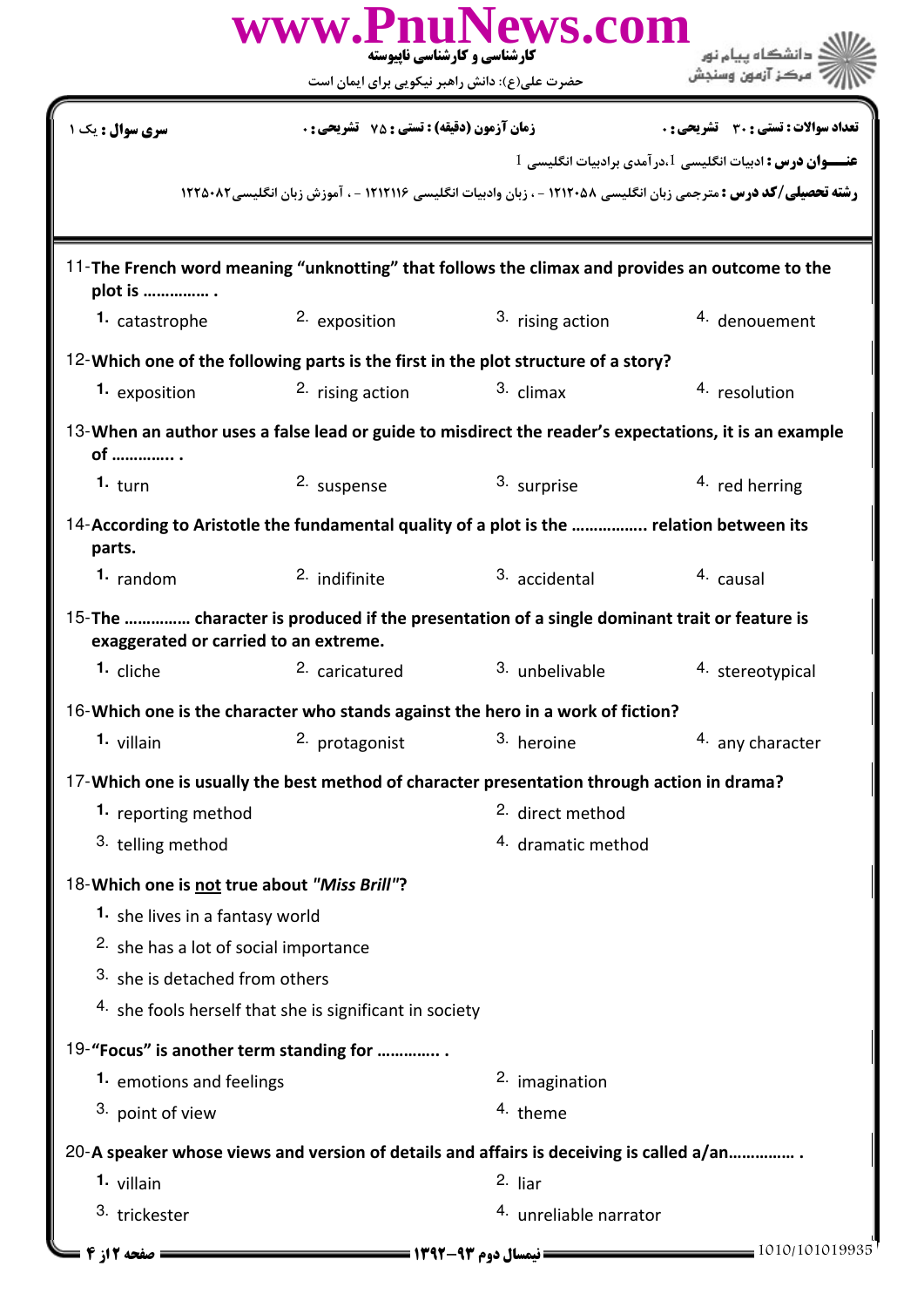**سری سوال :** یک ۱ | **زمان آزمون (دقیقه) : تستی :** ۷۵ **تشریحی :** ۰ | **تعداد سوالات : تستی :** ۳۰ **تشریحی :** ۰

**عنـــوان درس :** ادبیات انگلیسی 1،درآمدی برادبیات انگلیسی 1

**رشته تحصیلی/کد درس :** مترجمی زبان انگلیسی ۱۲۱۲۰۵۸ - ، زبان وادبیات انگلیسی ۱۲۱۲۱۱۶ - ، آموزش زبان انگلیسی۱۲۲۵۰۸۲

11-**The French word meaning "unknotting" that follows the climax and provides an outcome to the plot is ............... .**

1. catastrophe
2. exposition
3. rising action
4. denouement

12-**Which one of the following parts is the first in the plot structure of a story?**

1. exposition
2. rising action
3. climax
4. resolution

13-**When an author uses a false lead or guide to misdirect the reader's expectations, it is an example of .............. .**

1. turn
2. suspense
3. surprise
4. red herring

14-**According to Aristotle the fundamental quality of a plot is the ................ relation between its parts.**

1. random
2. indifinite
3. accidental
4. causal

15-**The .............. character is produced if the presentation of a single dominant trait or feature is exaggerated or carried to an extreme.**

1. cliche
2. caricatured
3. unbelivable
4. stereotypical

16-**Which one is the character who stands against the hero in a work of fiction?**

1. villain
2. protagonist
3. heroine
4. any character

17-**Which one is usually the best method of character presentation through action in drama?**

1. reporting method
2. direct method
3. telling method
4. dramatic method

18-**Which one is not true about *"Miss Brill"*?**

1. she lives in a fantasy world
2. she has a lot of social importance
3. she is detached from others
4. she fools herself that she is significant in society

19-**"Focus" is another term standing for ............. .**

1. emotions and feelings
2. imagination
3. point of view
4. theme

20-**A speaker whose views and version of details and affairs is deceiving is called a/an............... .**

1. villain
2. liar
3. trickester
4. unreliable narrator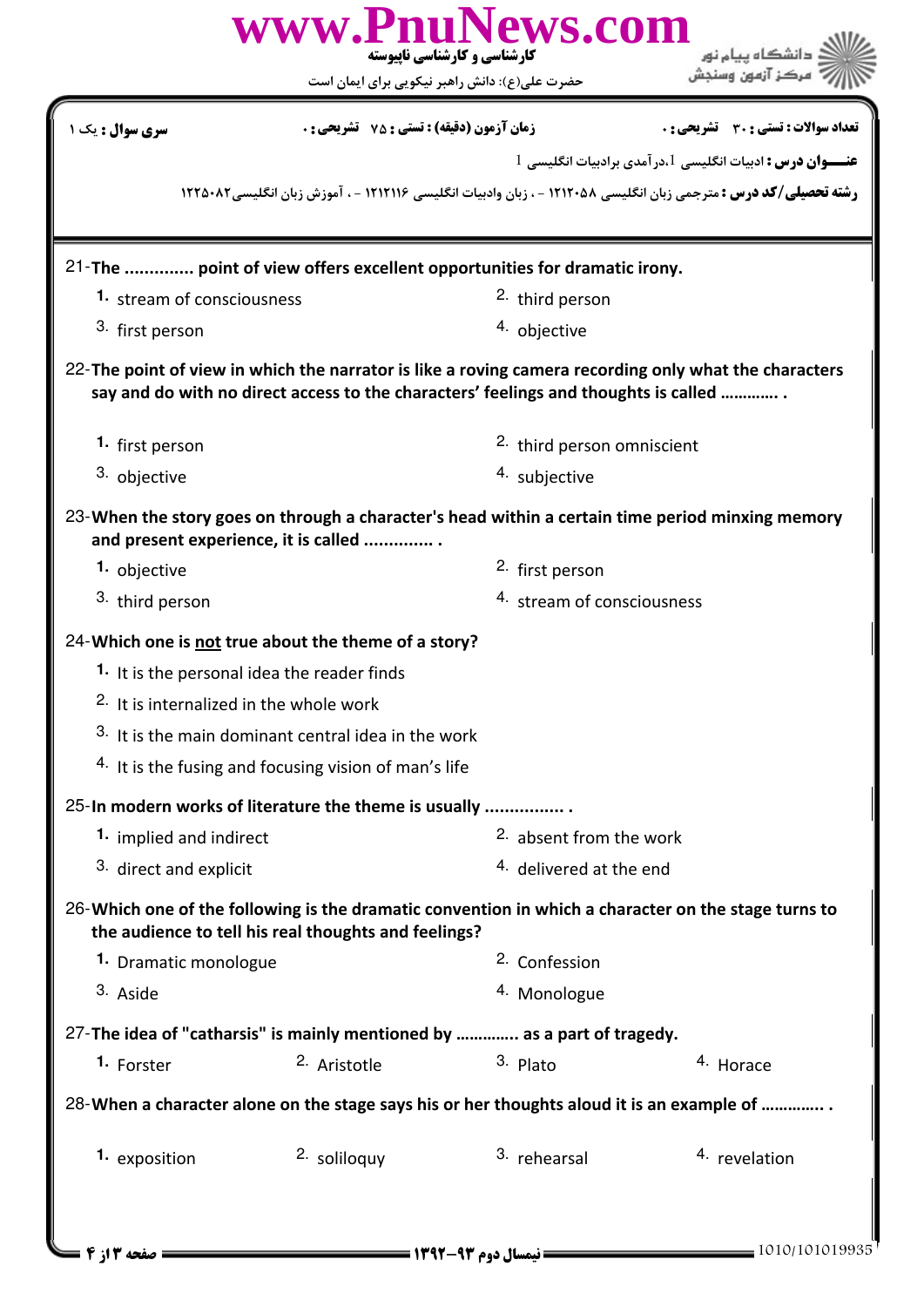| سری سوال : یک ۱ | زمان آزمون (دقیقه) : تستی : ۷۵ تشریحی : ۰ | تعداد سوالات : تستی : ۳۰ تشریحی : ۰ |
|---|---|---|

**عنـــوان درس :** ادبیات انگلیسی 1،درآمدی برادبیات انگلیسی 1

**رشته تحصیلی/کد درس :** مترجمی زبان انگلیسی ۱۲۱۲۰۵۸ - ، زبان وادبیات انگلیسی ۱۲۱۲۱۱۶ - ، آموزش زبان انگلیسی۱۲۲۵۰۸۲

21-**The .............. point of view offers excellent opportunities for dramatic irony.**

1. stream of consciousness
2. third person
3. first person
4. objective

22-**The point of view in which the narrator is like a roving camera recording only what the characters say and do with no direct access to the characters' feelings and thoughts is called ............. .**

1. first person
2. third person omniscient
3. objective
4. subjective

23-**When the story goes on through a character's head within a certain time period minxing memory and present experience, it is called .............. .**

1. objective
2. first person
3. third person
4. stream of consciousness

24-**Which one is <u>not</u> true about the theme of a story?**

1. It is the personal idea the reader finds
2. It is internalized in the whole work
3. It is the main dominant central idea in the work
4. It is the fusing and focusing vision of man's life

25-**In modern works of literature the theme is usually ................ .**

1. implied and indirect
2. absent from the work
3. direct and explicit
4. delivered at the end

26-**Which one of the following is the dramatic convention in which a character on the stage turns to the audience to tell his real thoughts and feelings?**

1. Dramatic monologue
2. Confession
3. Aside
4. Monologue

27-**The idea of "catharsis" is mainly mentioned by .............. as a part of tragedy.**

1. Forster
2. Aristotle
3. Plato
4. Horace

28-**When a character alone on the stage says his or her thoughts aloud it is an example of .............. .**

1. exposition
2. soliloquy
3. rehearsal
4. revelation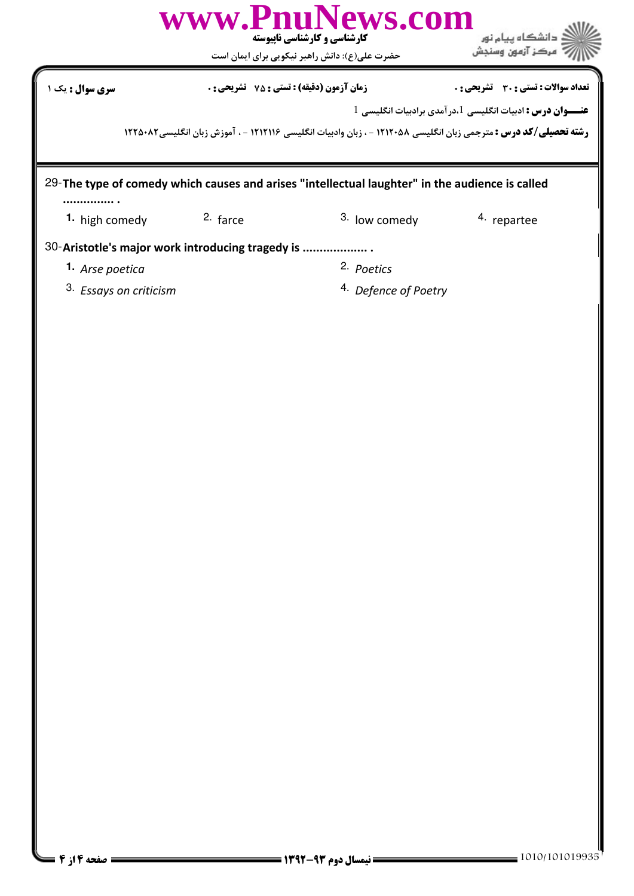www.PnuNews.com

کارشناسی و کارشناسی ناپیوسته

حضرت علی(ع): دانش راهبر نیکویی برای ایمان است

دانشگاه پیام نور
مرکز آزمون وسنجش

**سری سوال :** یک ۱

**زمان آزمون (دقیقه) : تستی :** ۷۵ **تشریحی :** ۰

**تعداد سوالات : تستی :** ۳۰ **تشریحی :** ۰

**عنـــوان درس :** ادبیات انگلیسی 1،درآمدی برادبیات انگلیسی 1

**رشته تحصیلی/کد درس :** مترجمی زبان انگلیسی ۱۲۱۲۰۵۸ - ، زبان وادبیات انگلیسی ۱۲۱۲۱۱۶ - ، آموزش زبان انگلیسی۱۲۲۵۰۸۲

29-**The type of comedy which causes and arises "intellectual laughter" in the audience is called ............... .**

1. high comedy
2. farce
3. low comedy
4. repartee

30-**Aristotle's major work introducing tragedy is .................. .**

1. *Arse poetica*
2. *Poetics*
3. *Essays on criticism*
4. *Defence of Poetry*

نیمسال دوم ۹۳-۱۳۹۲

1010/101019935